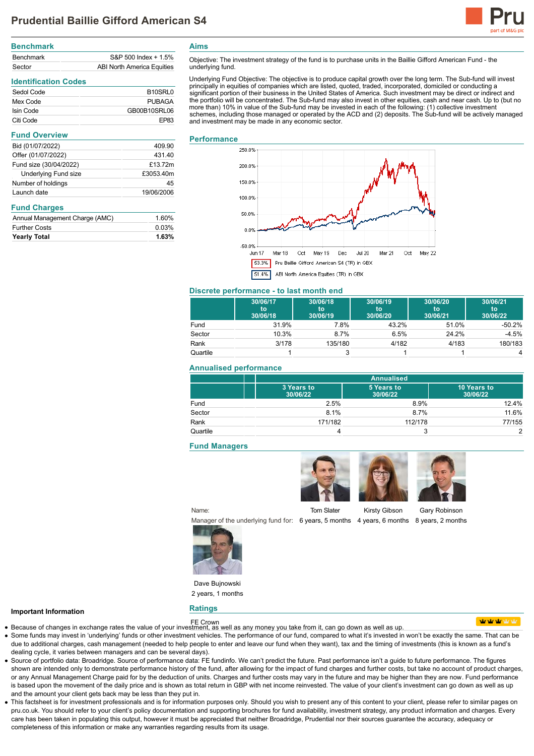# Prudential Baillie Gifford American S4

## Benchmark

| | |
|---|---|
| Benchmark | S&P 500 Index + 1.5% |
| Sector | ABI North America Equities |

## Identification Codes

| | |
|---|---|
| Sedol Code | B10SRL0 |
| Mex Code | PUBAGA |
| Isin Code | GB00B10SRL06 |
| Citi Code | EP83 |

## Fund Overview

| | |
|---|---|
| Bid (01/07/2022) | 409.90 |
| Offer (01/07/2022) | 431.40 |
| Fund size (30/04/2022) | £13.72m |
| Underlying Fund size | £3053.40m |
| Number of holdings | 45 |
| Launch date | 19/06/2006 |

## Fund Charges

| | |
|---|---|
| Annual Management Charge (AMC) | 1.60% |
| Further Costs | 0.03% |
| **Yearly Total** | **1.63%** |

## Aims

Objective: The investment strategy of the fund is to purchase units in the Baillie Gifford American Fund - the underlying fund.

Underlying Fund Objective: The objective is to produce capital growth over the long term. The Sub-fund will invest principally in equities of companies which are listed, quoted, traded, incorporated, domiciled or conducting a significant portion of their business in the United States of America. Such investment may be direct or indirect and the portfolio will be concentrated. The Sub-fund may also invest in other equities, cash and near cash. Up to (but no more than) 10% in value of the Sub-fund may be invested in each of the following: (1) collective investment schemes, including those managed or operated by the ACD and (2) deposits. The Sub-fund will be actively managed and investment may be made in any economic sector.

## Performance

53.3% Pru Baillie Gifford American S4 (TR) in GBX

51.4% ABI North America Equities (TR) in GBX

## Discrete performance - to last month end

| | 30/06/17 to 30/06/18 | 30/06/18 to 30/06/19 | 30/06/19 to 30/06/20 | 30/06/20 to 30/06/21 | 30/06/21 to 30/06/22 |
|---|---|---|---|---|---|
| Fund | 31.9% | 7.8% | 43.2% | 51.0% | -50.2% |
| Sector | 10.3% | 8.7% | 6.5% | 24.2% | -4.5% |
| Rank | 3/178 | 135/180 | 4/182 | 4/183 | 180/183 |
| Quartile | 1 | 3 | 1 | 1 | 4 |

## Annualised performance

| | Annualised | | |
|---|---|---|---|
| | 3 Years to 30/06/22 | 5 Years to 30/06/22 | 10 Years to 30/06/22 |
| Fund | 2.5% | 8.9% | 12.4% |
| Sector | 8.1% | 8.7% | 11.6% |
| Rank | 171/182 | 112/178 | 77/155 |
| Quartile | 4 | 3 | 2 |

## Fund Managers

| Name: | Tom Slater | Kirsty Gibson | Gary Robinson | Dave Bujnowski |
|---|---|---|---|---|
| Manager of the underlying fund for: | 6 years, 5 months | 4 years, 6 months | 8 years, 2 months | 2 years, 1 months |

## Ratings

FE Crown

## Important Information

- Because of changes in exchange rates the value of your investment, as well as any money you take from it, can go down as well as up.
- Some funds may invest in 'underlying' funds or other investment vehicles. The performance of our fund, compared to what it's invested in won't be exactly the same. That can be due to additional charges, cash management (needed to help people to enter and leave our fund when they want), tax and the timing of investments (this is known as a fund's dealing cycle, it varies between managers and can be several days).
- Source of portfolio data: Broadridge. Source of performance data: FE fundinfo. We can't predict the future. Past performance isn't a guide to future performance. The figures shown are intended only to demonstrate performance history of the fund, after allowing for the impact of fund charges and further costs, but take no account of product charges, or any Annual Management Charge paid for by the deduction of units. Charges and further costs may vary in the future and may be higher than they are now. Fund performance is based upon the movement of the daily price and is shown as total return in GBP with net income reinvested. The value of your client's investment can go down as well as up and the amount your client gets back may be less than they put in.
- This factsheet is for investment professionals and is for information purposes only. Should you wish to present any of this content to your client, please refer to similar pages on pru.co.uk. You should refer to your client's policy documentation and supporting brochures for fund availability, investment strategy, any product information and charges. Every care has been taken in populating this output, however it must be appreciated that neither Broadridge, Prudential nor their sources guarantee the accuracy, adequacy or completeness of this information or make any warranties regarding results from its usage.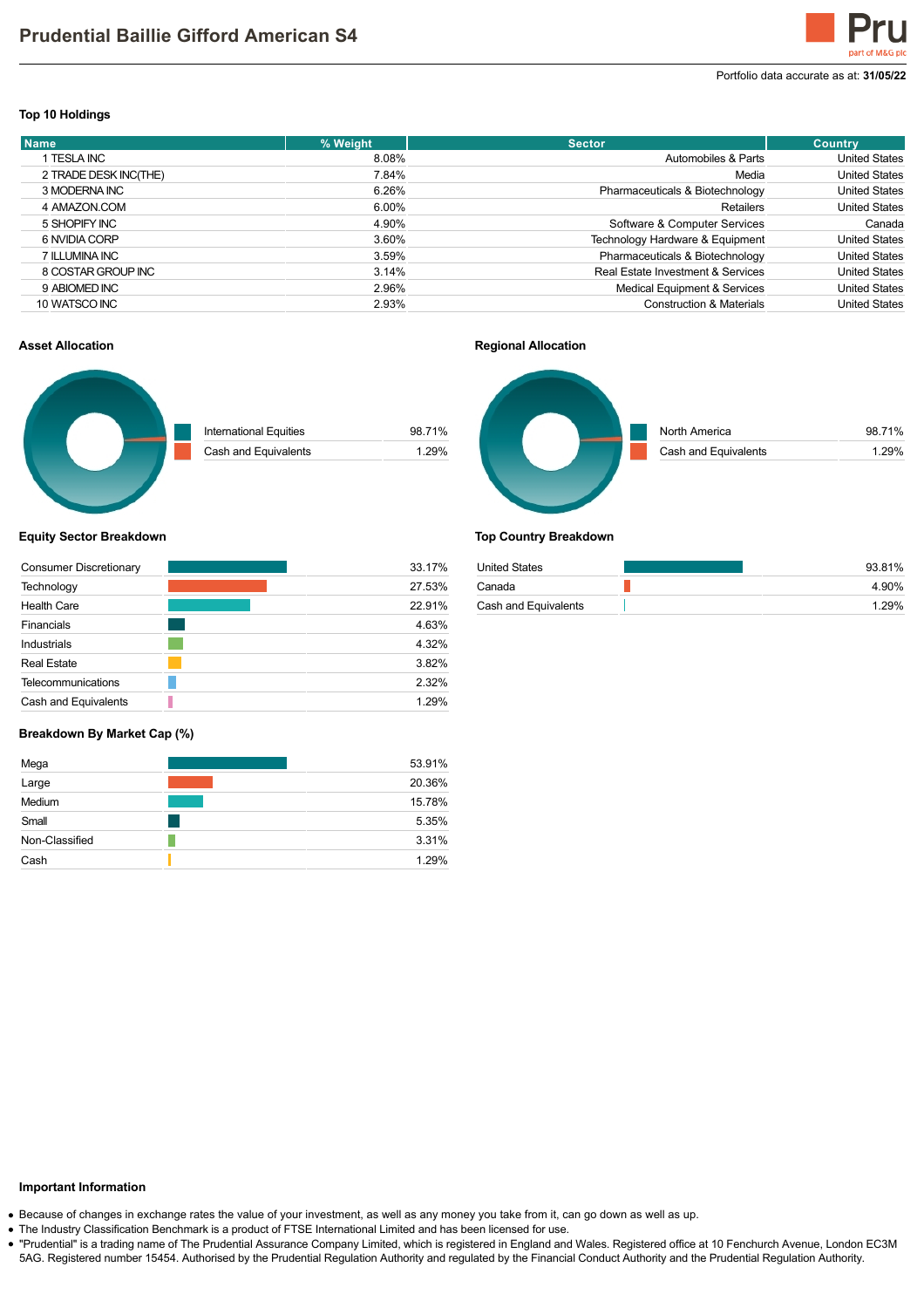# Prudential Baillie Gifford American S4

Portfolio data accurate as at: **31/05/22**

## Top 10 Holdings

| Name | % Weight | Sector | Country |
|---|---|---|---|
| 1 TESLA INC | 8.08% | Automobiles & Parts | United States |
| 2 TRADE DESK INC(THE) | 7.84% | Media | United States |
| 3 MODERNA INC | 6.26% | Pharmaceuticals & Biotechnology | United States |
| 4 AMAZON.COM | 6.00% | Retailers | United States |
| 5 SHOPIFY INC | 4.90% | Software & Computer Services | Canada |
| 6 NVIDIA CORP | 3.60% | Technology Hardware & Equipment | United States |
| 7 ILLUMINA INC | 3.59% | Pharmaceuticals & Biotechnology | United States |
| 8 COSTAR GROUP INC | 3.14% | Real Estate Investment & Services | United States |
| 9 ABIOMED INC | 2.96% | Medical Equipment & Services | United States |
| 10 WATSCO INC | 2.93% | Construction & Materials | United States |

## Asset Allocation

International Equities 98.71%
Cash and Equivalents 1.29%

## Regional Allocation

North America 98.71%
Cash and Equivalents 1.29%

## Equity Sector Breakdown

Consumer Discretionary 33.17%
Technology 27.53%
Health Care 22.91%
Financials 4.63%
Industrials 4.32%
Real Estate 3.82%
Telecommunications 2.32%
Cash and Equivalents 1.29%

## Top Country Breakdown

United States 93.81%
Canada 4.90%
Cash and Equivalents 1.29%

## Breakdown By Market Cap (%)

Mega 53.91%
Large 20.36%
Medium 15.78%
Small 5.35%
Non-Classified 3.31%
Cash 1.29%

## Important Information

- Because of changes in exchange rates the value of your investment, as well as any money you take from it, can go down as well as up.
- The Industry Classification Benchmark is a product of FTSE International Limited and has been licensed for use.
- "Prudential" is a trading name of The Prudential Assurance Company Limited, which is registered in England and Wales. Registered office at 10 Fenchurch Avenue, London EC3M 5AG. Registered number 15454. Authorised by the Prudential Regulation Authority and regulated by the Financial Conduct Authority and the Prudential Regulation Authority.